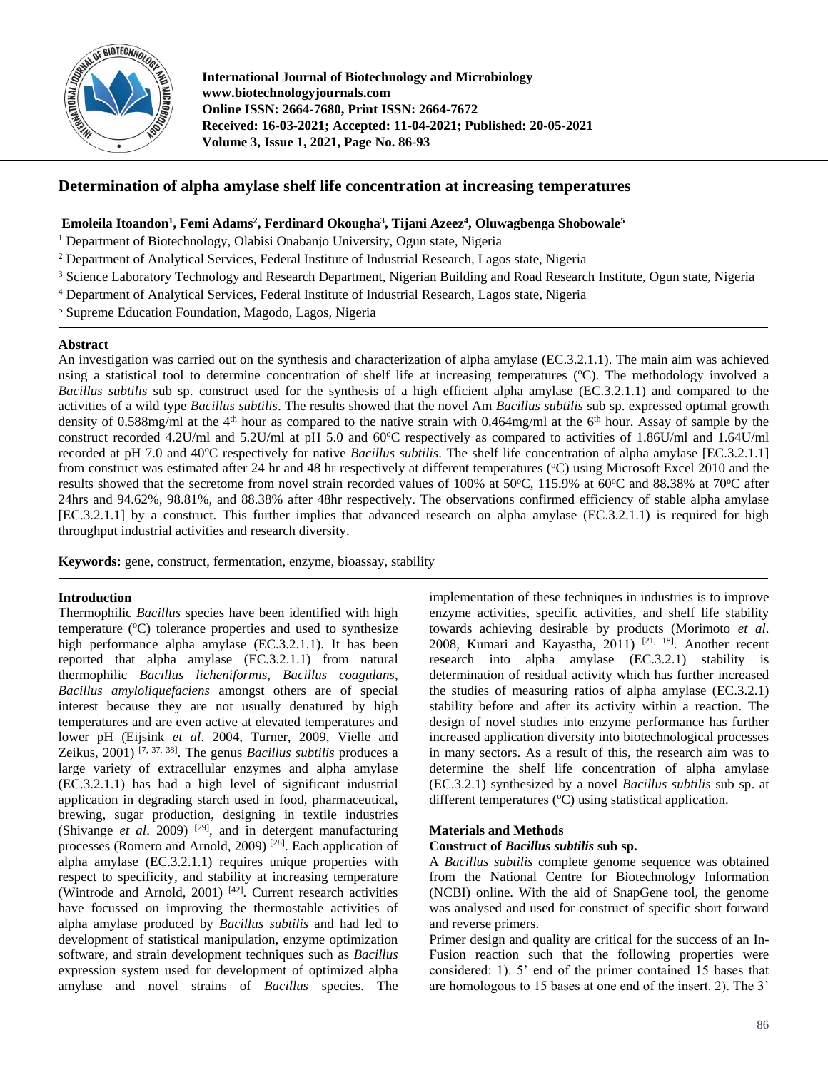# Determination of alpha amylase shelf life concentration at increasing temperatures

**Emoleila Itoandon[1], Femi Adams[2], Ferdinard Okougha[3], Tijani Azeez[4], Oluwagbenga Shobowale[5]**

[1] Department of Biotechnology, Olabisi Onabanjo University, Ogun state, Nigeria
[2] Department of Analytical Services, Federal Institute of Industrial Research, Lagos state, Nigeria
[3] Science Laboratory Technology and Research Department, Nigerian Building and Road Research Institute, Ogun state, Nigeria
[4] Department of Analytical Services, Federal Institute of Industrial Research, Lagos state, Nigeria
[5] Supreme Education Foundation, Magodo, Lagos, Nigeria

## Abstract

An investigation was carried out on the synthesis and characterization of alpha amylase (EC.3.2.1.1). The main aim was achieved using a statistical tool to determine concentration of shelf life at increasing temperatures (°C). The methodology involved a *Bacillus subtilis* sub sp. construct used for the synthesis of a high efficient alpha amylase (EC.3.2.1.1) and compared to the activities of a wild type *Bacillus subtilis*. The results showed that the novel Am *Bacillus subtilis* sub sp. expressed optimal growth density of 0.588mg/ml at the 4th hour as compared to the native strain with 0.464mg/ml at the 6th hour. Assay of sample by the construct recorded 4.2U/ml and 5.2U/ml at pH 5.0 and 60°C respectively as compared to activities of 1.86U/ml and 1.64U/ml recorded at pH 7.0 and 40°C respectively for native *Bacillus subtilis*. The shelf life concentration of alpha amylase [EC.3.2.1.1] from construct was estimated after 24 hr and 48 hr respectively at different temperatures (°C) using Microsoft Excel 2010 and the results showed that the secretome from novel strain recorded values of 100% at 50°C, 115.9% at 60°C and 88.38% at 70°C after 24hrs and 94.62%, 98.81%, and 88.38% after 48hr respectively. The observations confirmed efficiency of stable alpha amylase [EC.3.2.1.1] by a construct. This further implies that advanced research on alpha amylase (EC.3.2.1.1) is required for high throughput industrial activities and research diversity.

**Keywords:** gene, construct, fermentation, enzyme, bioassay, stability

## Introduction

Thermophilic *Bacillus* species have been identified with high temperature (°C) tolerance properties and used to synthesize high performance alpha amylase (EC.3.2.1.1). It has been reported that alpha amylase (EC.3.2.1.1) from natural thermophilic *Bacillus licheniformis, Bacillus coagulans, Bacillus amyloliquefaciens* amongst others are of special interest because they are not usually denatured by high temperatures and are even active at elevated temperatures and lower pH (Eijsink *et al*. 2004, Turner, 2009, Vielle and Zeikus, 2001) [7, 37, 38]. The genus *Bacillus subtilis* produces a large variety of extracellular enzymes and alpha amylase (EC.3.2.1.1) has had a high level of significant industrial application in degrading starch used in food, pharmaceutical, brewing, sugar production, designing in textile industries (Shivange *et al*. 2009) [29], and in detergent manufacturing processes (Romero and Arnold, 2009) [28]. Each application of alpha amylase (EC.3.2.1.1) requires unique properties with respect to specificity, and stability at increasing temperature (Wintrode and Arnold, 2001) [42]. Current research activities have focussed on improving the thermostable activities of alpha amylase produced by *Bacillus subtilis* and had led to development of statistical manipulation, enzyme optimization software, and strain development techniques such as *Bacillus* expression system used for development of optimized alpha amylase and novel strains of *Bacillus* species. The implementation of these techniques in industries is to improve enzyme activities, specific activities, and shelf life stability towards achieving desirable by products (Morimoto *et al*. 2008, Kumari and Kayastha, 2011) [21, 18]. Another recent research into alpha amylase (EC.3.2.1) stability is determination of residual activity which has further increased the studies of measuring ratios of alpha amylase (EC.3.2.1) stability before and after its activity within a reaction. The design of novel studies into enzyme performance has further increased application diversity into biotechnological processes in many sectors. As a result of this, the research aim was to determine the shelf life concentration of alpha amylase (EC.3.2.1) synthesized by a novel *Bacillus subtilis* sub sp. at different temperatures (°C) using statistical application.

## Materials and Methods

### Construct of *Bacillus subtilis* sub sp.

A *Bacillus subtilis* complete genome sequence was obtained from the National Centre for Biotechnology Information (NCBI) online. With the aid of SnapGene tool, the genome was analysed and used for construct of specific short forward and reverse primers.

Primer design and quality are critical for the success of an In-Fusion reaction such that the following properties were considered: 1). 5' end of the primer contained 15 bases that are homologous to 15 bases at one end of the insert. 2). The 3'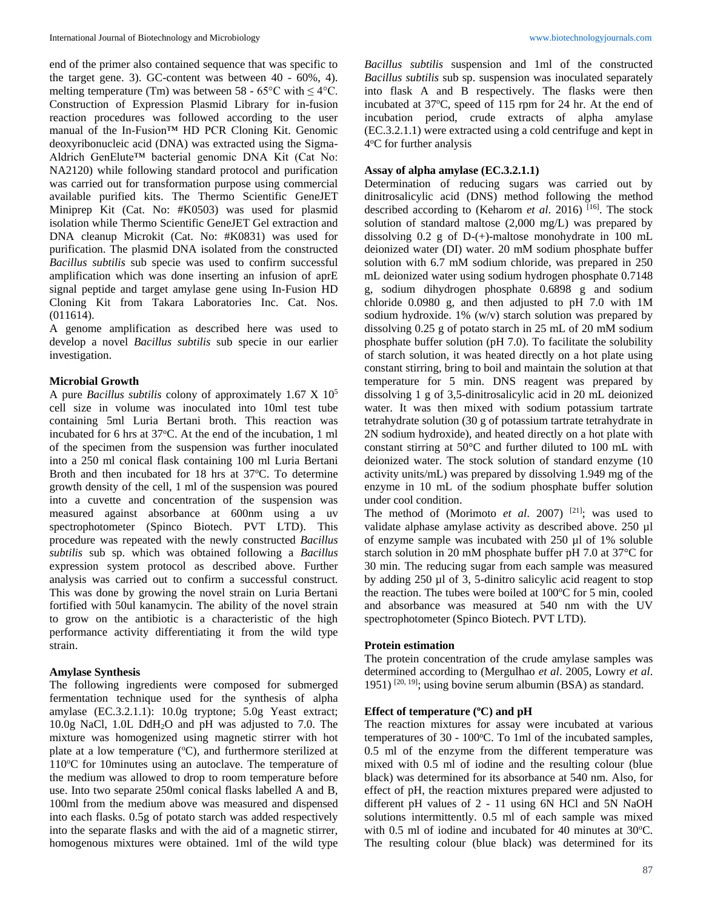end of the primer also contained sequence that was specific to the target gene. 3). GC-content was between 40 - 60%, 4). melting temperature (Tm) was between 58 - 65°C with ≤ 4°C. Construction of Expression Plasmid Library for in-fusion reaction procedures was followed according to the user manual of the In-Fusion™ HD PCR Cloning Kit. Genomic deoxyribonucleic acid (DNA) was extracted using the Sigma-Aldrich GenElute™ bacterial genomic DNA Kit (Cat No: NA2120) while following standard protocol and purification was carried out for transformation purpose using commercial available purified kits. The Thermo Scientific GeneJET Miniprep Kit (Cat. No: #K0503) was used for plasmid isolation while Thermo Scientific GeneJET Gel extraction and DNA cleanup Microkit (Cat. No: #K0831) was used for purification. The plasmid DNA isolated from the constructed *Bacillus subtilis* sub specie was used to confirm successful amplification which was done inserting an infusion of aprE signal peptide and target amylase gene using In-Fusion HD Cloning Kit from Takara Laboratories Inc. Cat. Nos. (011614).

A genome amplification as described here was used to develop a novel *Bacillus subtilis* sub specie in our earlier investigation.

**Microbial Growth**

A pure *Bacillus subtilis* colony of approximately 1.67 X $10^5$ cell size in volume was inoculated into 10ml test tube containing 5ml Luria Bertani broth. This reaction was incubated for 6 hrs at 37°C. At the end of the incubation, 1 ml of the specimen from the suspension was further inoculated into a 250 ml conical flask containing 100 ml Luria Bertani Broth and then incubated for 18 hrs at 37°C. To determine growth density of the cell, 1 ml of the suspension was poured into a cuvette and concentration of the suspension was measured against absorbance at 600nm using a uv spectrophotometer (Spinco Biotech. PVT LTD). This procedure was repeated with the newly constructed *Bacillus subtilis* sub sp. which was obtained following a *Bacillus* expression system protocol as described above. Further analysis was carried out to confirm a successful construct. This was done by growing the novel strain on Luria Bertani fortified with 50ul kanamycin. The ability of the novel strain to grow on the antibiotic is a characteristic of the high performance activity differentiating it from the wild type strain.

**Amylase Synthesis**

The following ingredients were composed for submerged fermentation technique used for the synthesis of alpha amylase (EC.3.2.1.1): 10.0g tryptone; 5.0g Yeast extract; 10.0g NaCl, 1.0L $DdH_2O$ and pH was adjusted to 7.0. The mixture was homogenized using magnetic stirrer with hot plate at a low temperature (°C), and furthermore sterilized at 110°C for 10minutes using an autoclave. The temperature of the medium was allowed to drop to room temperature before use. Into two separate 250ml conical flasks labelled A and B, 100ml from the medium above was measured and dispensed into each flasks. 0.5g of potato starch was added respectively into the separate flasks and with the aid of a magnetic stirrer, homogenous mixtures were obtained. 1ml of the wild type *Bacillus subtilis* suspension and 1ml of the constructed *Bacillus subtilis* sub sp. suspension was inoculated separately into flask A and B respectively. The flasks were then incubated at 37°C, speed of 115 rpm for 24 hr. At the end of incubation period, crude extracts of alpha amylase (EC.3.2.1.1) were extracted using a cold centrifuge and kept in 4°C for further analysis

**Assay of alpha amylase (EC.3.2.1.1)**

Determination of reducing sugars was carried out by dinitrosalicylic acid (DNS) method following the method described according to (Keharom *et al*. 2016) [16]. The stock solution of standard maltose (2,000 mg/L) was prepared by dissolving 0.2 g of D-(+)-maltose monohydrate in 100 mL deionized water (DI) water. 20 mM sodium phosphate buffer solution with 6.7 mM sodium chloride, was prepared in 250 mL deionized water using sodium hydrogen phosphate 0.7148 g, sodium dihydrogen phosphate 0.6898 g and sodium chloride 0.0980 g, and then adjusted to pH 7.0 with 1M sodium hydroxide. 1% (w/v) starch solution was prepared by dissolving 0.25 g of potato starch in 25 mL of 20 mM sodium phosphate buffer solution (pH 7.0). To facilitate the solubility of starch solution, it was heated directly on a hot plate using constant stirring, bring to boil and maintain the solution at that temperature for 5 min. DNS reagent was prepared by dissolving 1 g of 3,5-dinitrosalicylic acid in 20 mL deionized water. It was then mixed with sodium potassium tartrate tetrahydrate solution (30 g of potassium tartrate tetrahydrate in 2N sodium hydroxide), and heated directly on a hot plate with constant stirring at 50°C and further diluted to 100 mL with deionized water. The stock solution of standard enzyme (10 activity units/mL) was prepared by dissolving 1.949 mg of the enzyme in 10 mL of the sodium phosphate buffer solution under cool condition.

The method of (Morimoto *et al*. 2007) [21]; was used to validate alphase amylase activity as described above. 250 µl of enzyme sample was incubated with 250 µl of 1% soluble starch solution in 20 mM phosphate buffer pH 7.0 at 37°C for 30 min. The reducing sugar from each sample was measured by adding 250 µl of 3, 5-dinitro salicylic acid reagent to stop the reaction. The tubes were boiled at 100°C for 5 min, cooled and absorbance was measured at 540 nm with the UV spectrophotometer (Spinco Biotech. PVT LTD).

**Protein estimation**

The protein concentration of the crude amylase samples was determined according to (Mergulhao *et al*. 2005, Lowry *et al*. 1951) [20, 19]; using bovine serum albumin (BSA) as standard.

**Effect of temperature (°C) and pH**

The reaction mixtures for assay were incubated at various temperatures of 30 - 100°C. To 1ml of the incubated samples, 0.5 ml of the enzyme from the different temperature was mixed with 0.5 ml of iodine and the resulting colour (blue black) was determined for its absorbance at 540 nm. Also, for effect of pH, the reaction mixtures prepared were adjusted to different pH values of 2 - 11 using 6N HCl and 5N NaOH solutions intermittently. 0.5 ml of each sample was mixed with 0.5 ml of iodine and incubated for 40 minutes at 30°C. The resulting colour (blue black) was determined for its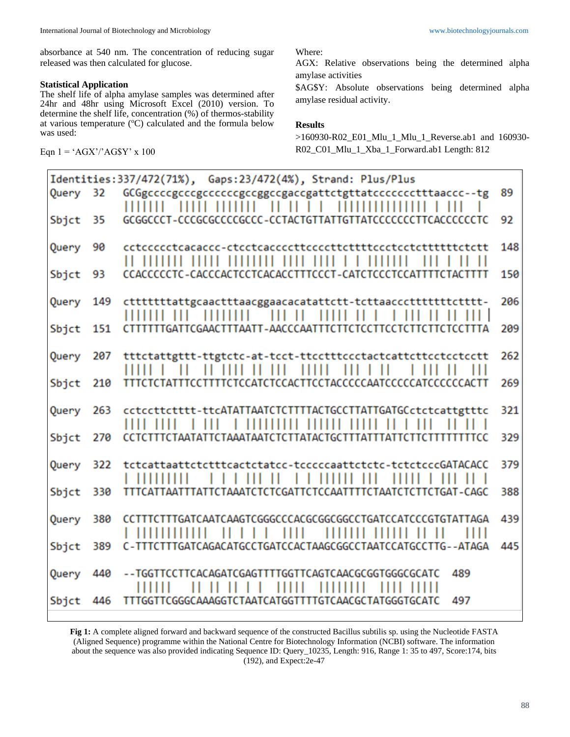absorbance at 540 nm. The concentration of reducing sugar released was then calculated for glucose.

### Statistical Application

The shelf life of alpha amylase samples was determined after 24hr and 48hr using Microsoft Excel (2010) version. To determine the shelf life, concentration (%) of thermos-stability at various temperature (ºC) calculated and the formula below was used:

Eqn 1 = 'AGX'/'AG$Y' x 100

Where:

AGX: Relative observations being the determined alpha amylase activities

$AG$Y: Absolute observations being determined alpha amylase residual activity.

## Results

>160930-R02_E01_Mlu_1_Mlu_1_Reverse.ab1 and 160930-R02_C01_Mlu_1_Xba_1_Forward.ab1 Length: 812

```
Identities:337/472(71%),  Gaps:23/472(4%), Strand: Plus/Plus
Query  32   GCGgccccgcccgccccccgccggccgaccgattctgttatccccccctttaaccc--tg  89
Sbjct  35   GCGGCCCT-CCCGCGCCCCGCCC-CCTACTGTTATTGTTATCCCCCCCTTCACCCCCCTC  92

Query  90   cctccccctcacaccc-ctcctcaccccttccccttcttttccctcctctttttctctt  148
Sbjct  93   CCACCCCCTC-CACCCACTCCTCACACCTTTCCCT-CATCTCCCTCCATTTTCTACTTTT  150

Query  149  ctttttttattgcaactttaacggaacacatattctt-tcttaaccctttttttctttt-  206
Sbjct  151  CTTTTTTGATTCGAACTTTAATT-AACCCAATTTCTTCTCCTTCCTCTTCTTCTCCTTTA  209

Query  207  tttctattgttt-ttgtctc-at-tcct-ttcctttccctactcattcttcctcctctt  262
Sbjct  210  TTTCTCTATTTCCTTTTCTCCATCTCCACTTCCTACCCCCAATCCCCCATCCCCCCACTT  269

Query  263  cctccttctttt-ttcATATTAATCTCTTTTACTGCCTTATTGATGCctctcattgtttc  321
Sbjct  270  CCTCTTTCTAATATTCTAAATAATCTCTTATACTGCTTTATTTATTCTTCTTTTTTTTCC  329

Query  322  tctcattaattctctttcactctatcc-tcccccaattctctc-tctctcccGATACACC  379
Sbjct  330  TTTCATTAATTTATTCTAAATCTCTCGATTCTCCAATTTTCTAATCTCTTCTGAT-CAGC  388

Query  380  CCTTTCTTTGATCAATCAAGTCGGGCCCACGCGGCGGCCTGATCCATCCCGTGTATTAGA  439
Sbjct  389  C-TTTCTTTGATCAGACATGCCTGATCCACTAAGCGGCCTAATCCATGCCTTG--ATAGA  445

Query  440  --TGGTTCCTTCACAGATCGAGTTTTGGTTCAGTCAACGCGGTGGGCGCATC  489
Sbjct  446  TTTGGTTCGGGCAAAGGTCTAATCATGGTTTTGTCAACGCTATGGGTGCATC  497
```

**Fig 1:** A complete aligned forward and backward sequence of the constructed Bacillus subtilis sp. using the Nucleotide FASTA (Aligned Sequence) programme within the National Centre for Biotechnology Information (NCBI) software. The information about the sequence was also provided indicating Sequence ID: Query_10235, Length: 916, Range 1: 35 to 497, Score:174, bits (192), and Expect:2e-47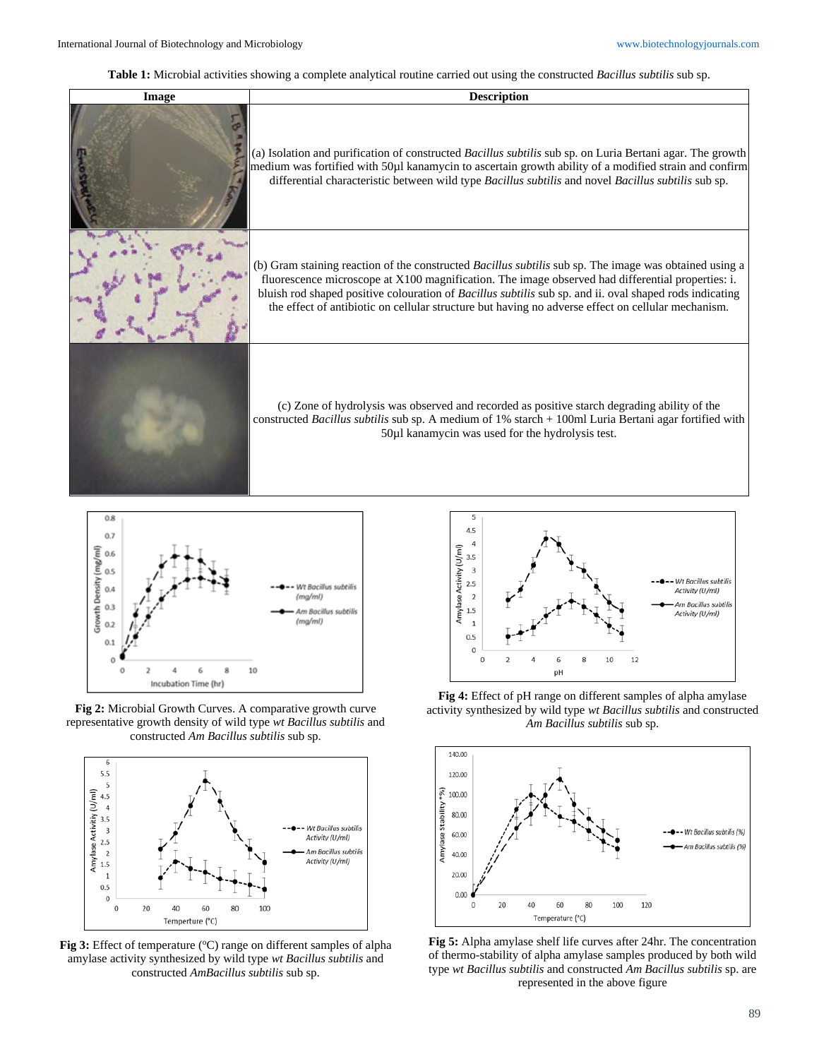**Table 1:** Microbial activities showing a complete analytical routine carried out using the constructed *Bacillus subtilis* sub sp.

| Image | Description |
|---|---|
| | (a) Isolation and purification of constructed *Bacillus subtilis* sub sp. on Luria Bertani agar. The growth medium was fortified with 50µl kanamycin to ascertain growth ability of a modified strain and confirm differential characteristic between wild type *Bacillus subtilis* and novel *Bacillus subtilis* sub sp. |
| | (b) Gram staining reaction of the constructed *Bacillus subtilis* sub sp. The image was obtained using a fluorescence microscope at X100 magnification. The image observed had differential properties: i. bluish rod shaped positive colouration of *Bacillus subtilis* sub sp. and ii. oval shaped rods indicating the effect of antibiotic on cellular structure but having no adverse effect on cellular mechanism. |
| | (c) Zone of hydrolysis was observed and recorded as positive starch degrading ability of the constructed *Bacillus subtilis* sub sp. A medium of 1% starch + 100ml Luria Bertani agar fortified with 50µl kanamycin was used for the hydrolysis test. |

**Fig 2:** Microbial Growth Curves. A comparative growth curve representative growth density of wild type *wt Bacillus subtilis* and constructed *Am Bacillus subtilis* sub sp.

**Fig 4:** Effect of pH range on different samples of alpha amylase activity synthesized by wild type *wt Bacillus subtilis* and constructed *Am Bacillus subtilis* sub sp.

**Fig 3:** Effect of temperature (ºC) range on different samples of alpha amylase activity synthesized by wild type *wt Bacillus subtilis* and constructed *AmBacillus subtilis* sub sp.

**Fig 5:** Alpha amylase shelf life curves after 24hr. The concentration of thermo-stability of alpha amylase samples produced by both wild type *wt Bacillus subtilis* and constructed *Am Bacillus subtilis* sp. are represented in the above figure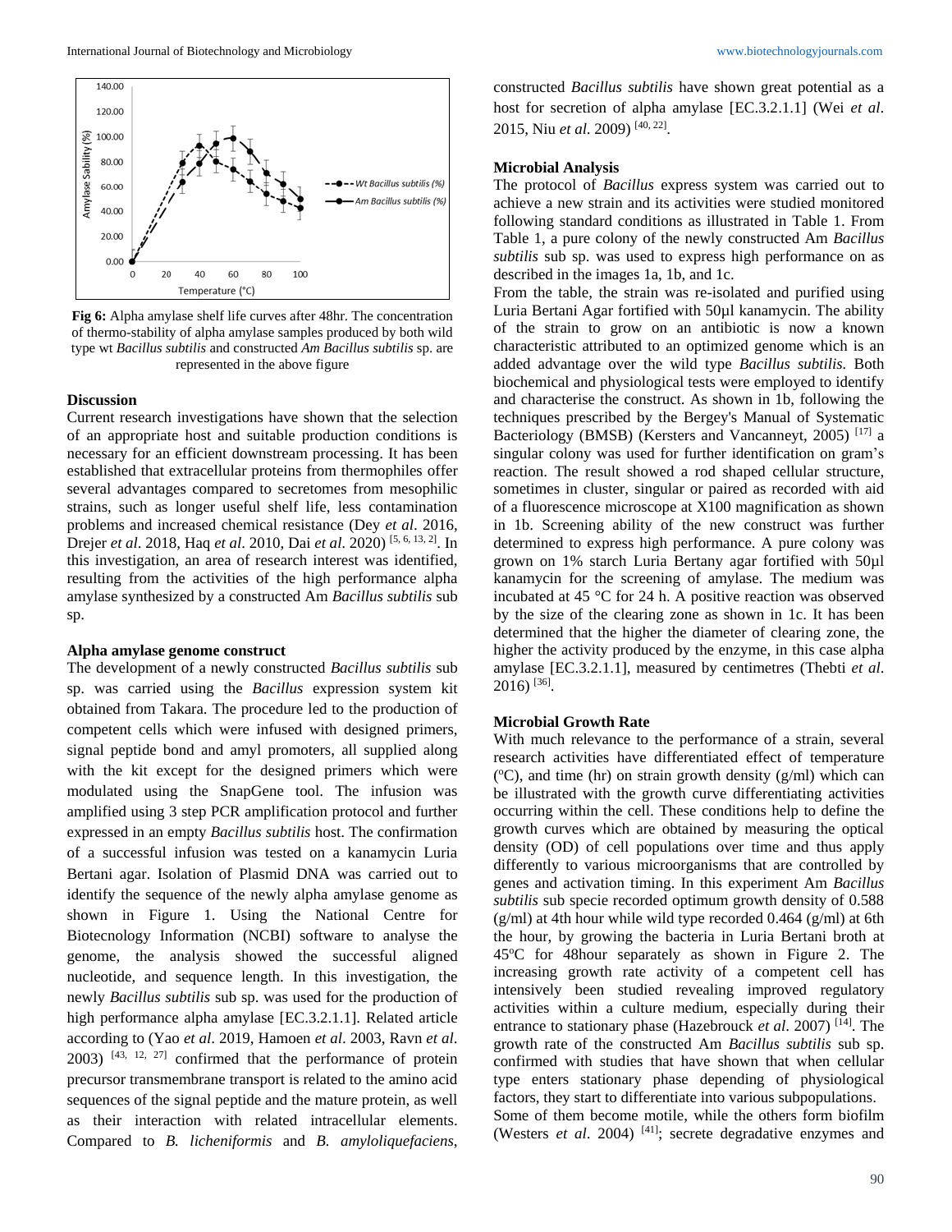Fig 6: Alpha amylase shelf life curves after 48hr. The concentration of thermo-stability of alpha amylase samples produced by both wild type wt *Bacillus subtilis* and constructed *Am Bacillus subtilis* sp. are represented in the above figure

**Discussion**

Current research investigations have shown that the selection of an appropriate host and suitable production conditions is necessary for an efficient downstream processing. It has been established that extracellular proteins from thermophiles offer several advantages compared to secretomes from mesophilic strains, such as longer useful shelf life, less contamination problems and increased chemical resistance (Dey *et al*. 2016, Drejer *et al*. 2018, Haq *et al*. 2010, Dai *et al*. 2020) [5, 6, 13, 2]. In this investigation, an area of research interest was identified, resulting from the activities of the high performance alpha amylase synthesized by a constructed Am *Bacillus subtilis* sub sp.

**Alpha amylase genome construct**

The development of a newly constructed *Bacillus subtilis* sub sp. was carried using the *Bacillus* expression system kit obtained from Takara. The procedure led to the production of competent cells which were infused with designed primers, signal peptide bond and amyl promoters, all supplied along with the kit except for the designed primers which were modulated using the SnapGene tool. The infusion was amplified using 3 step PCR amplification protocol and further expressed in an empty *Bacillus subtilis* host. The confirmation of a successful infusion was tested on a kanamycin Luria Bertani agar. Isolation of Plasmid DNA was carried out to identify the sequence of the newly alpha amylase genome as shown in Figure 1. Using the National Centre for Biotecnology Information (NCBI) software to analyse the genome, the analysis showed the successful aligned nucleotide, and sequence length. In this investigation, the newly *Bacillus subtilis* sub sp. was used for the production of high performance alpha amylase [EC.3.2.1.1]. Related article according to (Yao *et al*. 2019, Hamoen *et al*. 2003, Ravn *et al*. 2003) [43, 12, 27] confirmed that the performance of protein precursor transmembrane transport is related to the amino acid sequences of the signal peptide and the mature protein, as well as their interaction with related intracellular elements. Compared to *B. licheniformis* and *B. amyloliquefaciens*, constructed *Bacillus subtilis* have shown great potential as a host for secretion of alpha amylase [EC.3.2.1.1] (Wei *et al*. 2015, Niu *et al*. 2009) [40, 22].

**Microbial Analysis**

The protocol of *Bacillus* express system was carried out to achieve a new strain and its activities were studied monitored following standard conditions as illustrated in Table 1. From Table 1, a pure colony of the newly constructed Am *Bacillus subtilis* sub sp. was used to express high performance on as described in the images 1a, 1b, and 1c.

From the table, the strain was re-isolated and purified using Luria Bertani Agar fortified with 50µl kanamycin. The ability of the strain to grow on an antibiotic is now a known characteristic attributed to an optimized genome which is an added advantage over the wild type *Bacillus subtilis.* Both biochemical and physiological tests were employed to identify and characterise the construct. As shown in 1b, following the techniques prescribed by the Bergey's Manual of Systematic Bacteriology (BMSB) (Kersters and Vancanneyt, 2005) [17] a singular colony was used for further identification on gram's reaction. The result showed a rod shaped cellular structure, sometimes in cluster, singular or paired as recorded with aid of a fluorescence microscope at X100 magnification as shown in 1b. Screening ability of the new construct was further determined to express high performance. A pure colony was grown on 1% starch Luria Bertany agar fortified with 50µl kanamycin for the screening of amylase. The medium was incubated at 45 °C for 24 h. A positive reaction was observed by the size of the clearing zone as shown in 1c. It has been determined that the higher the diameter of clearing zone, the higher the activity produced by the enzyme, in this case alpha amylase [EC.3.2.1.1], measured by centimetres (Thebti *et al*. 2016) [36].

**Microbial Growth Rate**

With much relevance to the performance of a strain, several research activities have differentiated effect of temperature (ºC), and time (hr) on strain growth density (g/ml) which can be illustrated with the growth curve differentiating activities occurring within the cell. These conditions help to define the growth curves which are obtained by measuring the optical density (OD) of cell populations over time and thus apply differently to various microorganisms that are controlled by genes and activation timing. In this experiment Am *Bacillus subtilis* sub specie recorded optimum growth density of 0.588 (g/ml) at 4th hour while wild type recorded 0.464 (g/ml) at 6th the hour, by growing the bacteria in Luria Bertani broth at 45ºC for 48hour separately as shown in Figure 2. The increasing growth rate activity of a competent cell has intensively been studied revealing improved regulatory activities within a culture medium, especially during their entrance to stationary phase (Hazebrouck *et al*. 2007) [14]. The growth rate of the constructed Am *Bacillus subtilis* sub sp. confirmed with studies that have shown that when cellular type enters stationary phase depending of physiological factors, they start to differentiate into various subpopulations. Some of them become motile, while the others form biofilm (Westers *et al*. 2004) [41]; secrete degradative enzymes and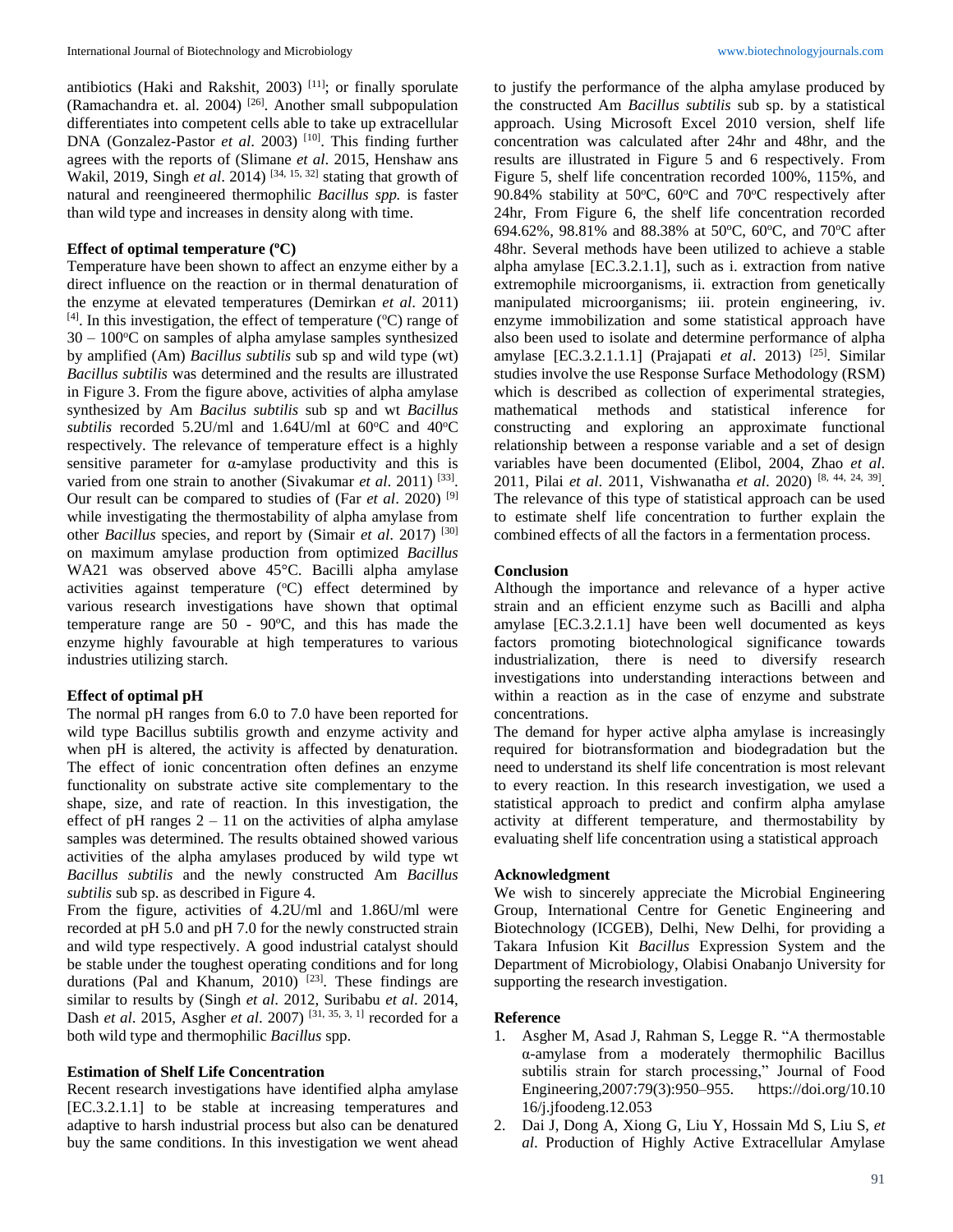antibiotics (Haki and Rakshit, 2003) [11]; or finally sporulate (Ramachandra et. al. 2004) [26]. Another small subpopulation differentiates into competent cells able to take up extracellular DNA (Gonzalez-Pastor *et al*. 2003) [10]. This finding further agrees with the reports of (Slimane *et al*. 2015, Henshaw ans Wakil, 2019, Singh *et al*. 2014) [34, 15, 32] stating that growth of natural and reengineered thermophilic *Bacillus spp.* is faster than wild type and increases in density along with time.

**Effect of optimal temperature (ºC)**

Temperature have been shown to affect an enzyme either by a direct influence on the reaction or in thermal denaturation of the enzyme at elevated temperatures (Demirkan *et al*. 2011) [4]. In this investigation, the effect of temperature (ºC) range of 30 – 100ºC on samples of alpha amylase samples synthesized by amplified (Am) *Bacillus subtilis* sub sp and wild type (wt) *Bacillus subtilis* was determined and the results are illustrated in Figure 3. From the figure above, activities of alpha amylase synthesized by Am *Bacilus subtilis* sub sp and wt *Bacillus subtilis* recorded 5.2U/ml and 1.64U/ml at 60ºC and 40ºC respectively. The relevance of temperature effect is a highly sensitive parameter for α-amylase productivity and this is varied from one strain to another (Sivakumar *et al*. 2011) [33]. Our result can be compared to studies of (Far *et al*. 2020) [9] while investigating the thermostability of alpha amylase from other *Bacillus* species, and report by (Simair *et al*. 2017) [30] on maximum amylase production from optimized *Bacillus* WA21 was observed above 45°C. Bacilli alpha amylase activities against temperature (ºC) effect determined by various research investigations have shown that optimal temperature range are 50 - 90ºC, and this has made the enzyme highly favourable at high temperatures to various industries utilizing starch.

**Effect of optimal pH**

The normal pH ranges from 6.0 to 7.0 have been reported for wild type Bacillus subtilis growth and enzyme activity and when pH is altered, the activity is affected by denaturation. The effect of ionic concentration often defines an enzyme functionality on substrate active site complementary to the shape, size, and rate of reaction. In this investigation, the effect of pH ranges 2 – 11 on the activities of alpha amylase samples was determined. The results obtained showed various activities of the alpha amylases produced by wild type wt *Bacillus subtilis* and the newly constructed Am *Bacillus subtilis* sub sp. as described in Figure 4.

From the figure, activities of 4.2U/ml and 1.86U/ml were recorded at pH 5.0 and pH 7.0 for the newly constructed strain and wild type respectively. A good industrial catalyst should be stable under the toughest operating conditions and for long durations (Pal and Khanum, 2010) [23]. These findings are similar to results by (Singh *et al*. 2012, Suribabu *et al*. 2014, Dash *et al*. 2015, Asgher *et al*. 2007) [31, 35, 3, 1] recorded for a both wild type and thermophilic *Bacillus* spp.

**Estimation of Shelf Life Concentration**

Recent research investigations have identified alpha amylase [EC.3.2.1.1] to be stable at increasing temperatures and adaptive to harsh industrial process but also can be denatured buy the same conditions. In this investigation we went ahead to justify the performance of the alpha amylase produced by the constructed Am *Bacillus subtilis* sub sp. by a statistical approach. Using Microsoft Excel 2010 version, shelf life concentration was calculated after 24hr and 48hr, and the results are illustrated in Figure 5 and 6 respectively. From Figure 5, shelf life concentration recorded 100%, 115%, and 90.84% stability at 50ºC, 60ºC and 70ºC respectively after 24hr, From Figure 6, the shelf life concentration recorded 694.62%, 98.81% and 88.38% at 50ºC, 60ºC, and 70ºC after 48hr. Several methods have been utilized to achieve a stable alpha amylase [EC.3.2.1.1], such as i. extraction from native extremophile microorganisms, ii. extraction from genetically manipulated microorganisms; iii. protein engineering, iv. enzyme immobilization and some statistical approach have also been used to isolate and determine performance of alpha amylase [EC.3.2.1.1.1] (Prajapati *et al*. 2013) [25]. Similar studies involve the use Response Surface Methodology (RSM) which is described as collection of experimental strategies, mathematical methods and statistical inference for constructing and exploring an approximate functional relationship between a response variable and a set of design variables have been documented (Elibol, 2004, Zhao *et al*. 2011, Pilai *et al*. 2011, Vishwanatha *et al*. 2020) [8, 44, 24, 39]. The relevance of this type of statistical approach can be used to estimate shelf life concentration to further explain the combined effects of all the factors in a fermentation process.

**Conclusion**

Although the importance and relevance of a hyper active strain and an efficient enzyme such as Bacilli and alpha amylase [EC.3.2.1.1] have been well documented as keys factors promoting biotechnological significance towards industrialization, there is need to diversify research investigations into understanding interactions between and within a reaction as in the case of enzyme and substrate concentrations.

The demand for hyper active alpha amylase is increasingly required for biotransformation and biodegradation but the need to understand its shelf life concentration is most relevant to every reaction. In this research investigation, we used a statistical approach to predict and confirm alpha amylase activity at different temperature, and thermostability by evaluating shelf life concentration using a statistical approach

**Acknowledgment**

We wish to sincerely appreciate the Microbial Engineering Group, International Centre for Genetic Engineering and Biotechnology (ICGEB), Delhi, New Delhi, for providing a Takara Infusion Kit *Bacillus* Expression System and the Department of Microbiology, Olabisi Onabanjo University for supporting the research investigation.

**Reference**

1. Asgher M, Asad J, Rahman S, Legge R. "A thermostable α-amylase from a moderately thermophilic Bacillus subtilis strain for starch processing," Journal of Food Engineering,2007:79(3):950–955. https://doi.org/10.1016/j.jfoodeng.12.053
2. Dai J, Dong A, Xiong G, Liu Y, Hossain Md S, Liu S, *et al*. Production of Highly Active Extracellular Amylase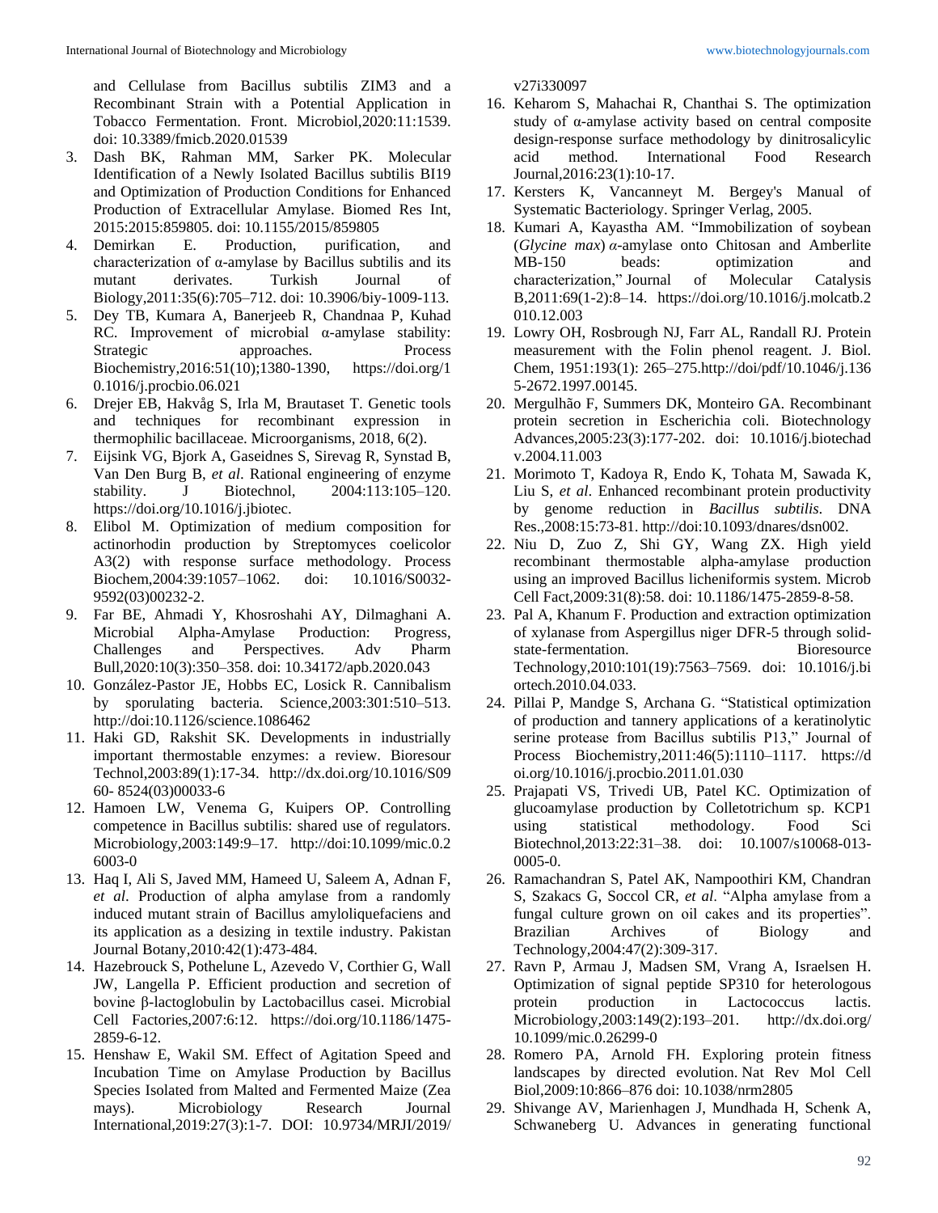and Cellulase from Bacillus subtilis ZIM3 and a Recombinant Strain with a Potential Application in Tobacco Fermentation. Front. Microbiol,2020:11:1539. doi: 10.3389/fmicb.2020.01539

3. Dash BK, Rahman MM, Sarker PK. Molecular Identification of a Newly Isolated Bacillus subtilis BI19 and Optimization of Production Conditions for Enhanced Production of Extracellular Amylase. Biomed Res Int, 2015:2015:859805. doi: 10.1155/2015/859805
4. Demirkan E. Production, purification, and characterization of α-amylase by Bacillus subtilis and its mutant derivates. Turkish Journal of Biology,2011:35(6):705–712. doi: 10.3906/biy-1009-113.
5. Dey TB, Kumara A, Banerjeeb R, Chandnaa P, Kuhad RC. Improvement of microbial α-amylase stability: Strategic approaches. Process Biochemistry,2016:51(10);1380-1390, https://doi.org/10.1016/j.procbio.06.021
6. Drejer EB, Hakvåg S, Irla M, Brautaset T. Genetic tools and techniques for recombinant expression in thermophilic bacillaceae. Microorganisms, 2018, 6(2).
7. Eijsink VG, Bjork A, Gaseidnes S, Sirevag R, Synstad B, Van Den Burg B, *et al*. Rational engineering of enzyme stability. J Biotechnol, 2004:113:105–120. https://doi.org/10.1016/j.jbiotec.
8. Elibol M. Optimization of medium composition for actinorhodin production by Streptomyces coelicolor A3(2) with response surface methodology. Process Biochem,2004:39:1057–1062. doi: 10.1016/S0032-9592(03)00232-2.
9. Far BE, Ahmadi Y, Khosroshahi AY, Dilmaghani A. Microbial Alpha-Amylase Production: Progress, Challenges and Perspectives. Adv Pharm Bull,2020:10(3):350–358. doi: 10.34172/apb.2020.043
10. González-Pastor JE, Hobbs EC, Losick R. Cannibalism by sporulating bacteria. Science,2003:301:510–513. http://doi:10.1126/science.1086462
11. Haki GD, Rakshit SK. Developments in industrially important thermostable enzymes: a review. Bioresour Technol,2003:89(1):17-34. http://dx.doi.org/10.1016/S0960- 8524(03)00033-6
12. Hamoen LW, Venema G, Kuipers OP. Controlling competence in Bacillus subtilis: shared use of regulators. Microbiology,2003:149:9–17. http://doi:10.1099/mic.0.26003-0
13. Haq I, Ali S, Javed MM, Hameed U, Saleem A, Adnan F, *et al*. Production of alpha amylase from a randomly induced mutant strain of Bacillus amyloliquefaciens and its application as a desizing in textile industry. Pakistan Journal Botany,2010:42(1):473-484.
14. Hazebrouck S, Pothelune L, Azevedo V, Corthier G, Wall JW, Langella P. Efficient production and secretion of bovine β-lactoglobulin by Lactobacillus casei. Microbial Cell Factories,2007:6:12. https://doi.org/10.1186/1475-2859-6-12.
15. Henshaw E, Wakil SM. Effect of Agitation Speed and Incubation Time on Amylase Production by Bacillus Species Isolated from Malted and Fermented Maize (Zea mays). Microbiology Research Journal International,2019:27(3):1-7. DOI: 10.9734/MRJI/2019/v27i330097
16. Keharom S, Mahachai R, Chanthai S. The optimization study of α-amylase activity based on central composite design-response surface methodology by dinitrosalicylic acid method. International Food Research Journal,2016:23(1):10-17.
17. Kersters K, Vancanneyt M. Bergey's Manual of Systematic Bacteriology. Springer Verlag, 2005.
18. Kumari A, Kayastha AM. "Immobilization of soybean (*Glycine max*) *α*-amylase onto Chitosan and Amberlite MB-150 beads: optimization and characterization," Journal of Molecular Catalysis B,2011:69(1-2):8–14. https://doi.org/10.1016/j.molcatb.2010.12.003
19. Lowry OH, Rosbrough NJ, Farr AL, Randall RJ. Protein measurement with the Folin phenol reagent. J. Biol. Chem, 1951:193(1): 265–275.http://doi/pdf/10.1046/j.1365-2672.1997.00145.
20. Mergulhão F, Summers DK, Monteiro GA. Recombinant protein secretion in Escherichia coli. Biotechnology Advances,2005:23(3):177-202. doi: 10.1016/j.biotechadv.2004.11.003
21. Morimoto T, Kadoya R, Endo K, Tohata M, Sawada K, Liu S, *et al*. Enhanced recombinant protein productivity by genome reduction in *Bacillus subtilis*. DNA Res.,2008:15:73-81. http://doi:10.1093/dnares/dsn002.
22. Niu D, Zuo Z, Shi GY, Wang ZX. High yield recombinant thermostable alpha-amylase production using an improved Bacillus licheniformis system. Microb Cell Fact,2009:31(8):58. doi: 10.1186/1475-2859-8-58.
23. Pal A, Khanum F. Production and extraction optimization of xylanase from Aspergillus niger DFR-5 through solid-state-fermentation. Bioresource Technology,2010:101(19):7563–7569. doi: 10.1016/j.biortech.2010.04.033.
24. Pillai P, Mandge S, Archana G. "Statistical optimization of production and tannery applications of a keratinolytic serine protease from Bacillus subtilis P13," Journal of Process Biochemistry,2011:46(5):1110–1117. https://doi.org/10.1016/j.procbio.2011.01.030
25. Prajapati VS, Trivedi UB, Patel KC. Optimization of glucoamylase production by Colletotrichum sp. KCP1 using statistical methodology. Food Sci Biotechnol,2013:22:31–38. doi: 10.1007/s10068-013-0005-0.
26. Ramachandran S, Patel AK, Nampoothiri KM, Chandran S, Szakacs G, Soccol CR, *et al*. "Alpha amylase from a fungal culture grown on oil cakes and its properties". Brazilian Archives of Biology and Technology,2004:47(2):309-317.
27. Ravn P, Armau J, Madsen SM, Vrang A, Israelsen H. Optimization of signal peptide SP310 for heterologous protein production in Lactococcus lactis. Microbiology,2003:149(2):193–201. http://dx.doi.org/10.1099/mic.0.26299-0
28. Romero PA, Arnold FH. Exploring protein fitness landscapes by directed evolution. Nat Rev Mol Cell Biol,2009:10:866–876 doi: 10.1038/nrm2805
29. Shivange AV, Marienhagen J, Mundhada H, Schenk A, Schwaneberg U. Advances in generating functional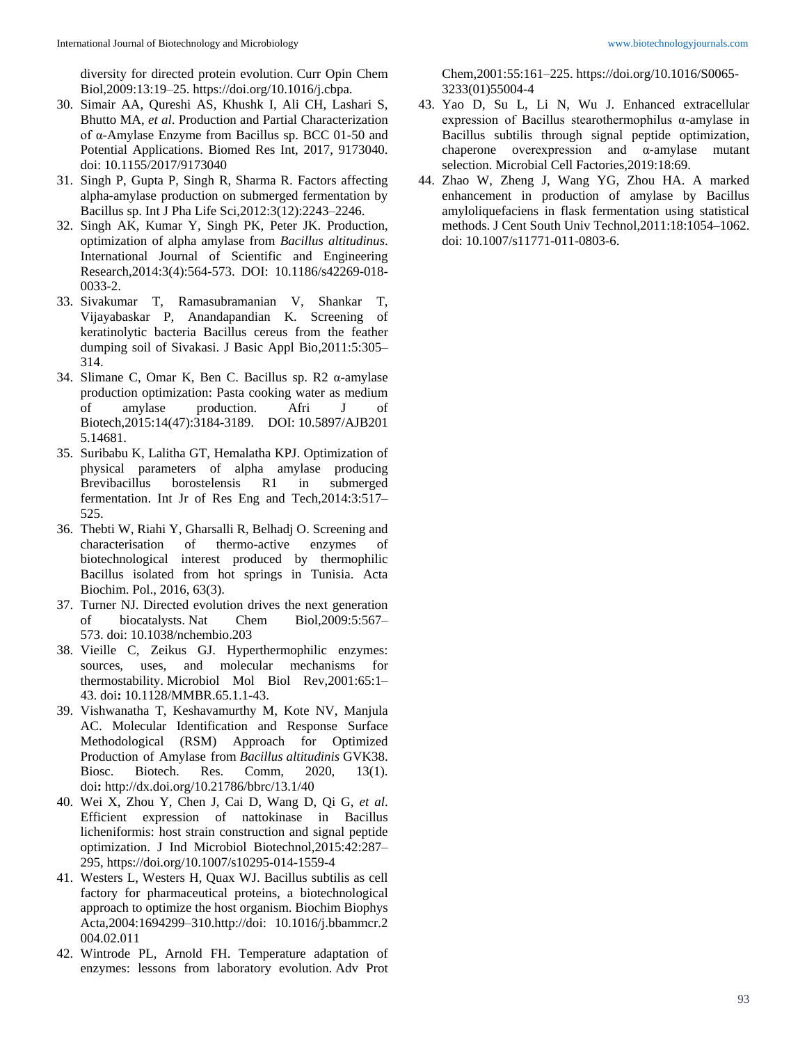diversity for directed protein evolution. Curr Opin Chem Biol,2009:13:19–25. https://doi.org/10.1016/j.cbpa.

30. Simair AA, Qureshi AS, Khushk I, Ali CH, Lashari S, Bhutto MA, *et al*. Production and Partial Characterization of α-Amylase Enzyme from Bacillus sp. BCC 01-50 and Potential Applications. Biomed Res Int, 2017, 9173040. doi: 10.1155/2017/9173040
31. Singh P, Gupta P, Singh R, Sharma R. Factors affecting alpha-amylase production on submerged fermentation by Bacillus sp. Int J Pha Life Sci,2012:3(12):2243–2246.
32. Singh AK, Kumar Y, Singh PK, Peter JK. Production, optimization of alpha amylase from *Bacillus altitudinus*. International Journal of Scientific and Engineering Research,2014:3(4):564-573. DOI: 10.1186/s42269-018-0033-2.
33. Sivakumar T, Ramasubramanian V, Shankar T, Vijayabaskar P, Anandapandian K. Screening of keratinolytic bacteria Bacillus cereus from the feather dumping soil of Sivakasi. J Basic Appl Bio,2011:5:305–314.
34. Slimane C, Omar K, Ben C. Bacillus sp. R2 α-amylase production optimization: Pasta cooking water as medium of amylase production. Afri J of Biotech,2015:14(47):3184-3189. DOI: 10.5897/AJB2015.14681.
35. Suribabu K, Lalitha GT, Hemalatha KPJ. Optimization of physical parameters of alpha amylase producing Brevibacillus borostelensis R1 in submerged fermentation. Int Jr of Res Eng and Tech,2014:3:517–525.
36. Thebti W, Riahi Y, Gharsalli R, Belhadj O. Screening and characterisation of thermo-active enzymes of biotechnological interest produced by thermophilic Bacillus isolated from hot springs in Tunisia. Acta Biochim. Pol., 2016, 63(3).
37. Turner NJ. Directed evolution drives the next generation of biocatalysts. Nat Chem Biol,2009:5:567–573. doi: 10.1038/nchembio.203
38. Vieille C, Zeikus GJ. Hyperthermophilic enzymes: sources, uses, and molecular mechanisms for thermostability. Microbiol Mol Biol Rev,2001:65:1–43. doi: 10.1128/MMBR.65.1.1-43.
39. Vishwanatha T, Keshavamurthy M, Kote NV, Manjula AC. Molecular Identification and Response Surface Methodological (RSM) Approach for Optimized Production of Amylase from *Bacillus altitudinis* GVK38. Biosc. Biotech. Res. Comm, 2020, 13(1). doi: http://dx.doi.org/10.21786/bbrc/13.1/40
40. Wei X, Zhou Y, Chen J, Cai D, Wang D, Qi G, *et al*. Efficient expression of nattokinase in Bacillus licheniformis: host strain construction and signal peptide optimization. J Ind Microbiol Biotechnol,2015:42:287–295, https://doi.org/10.1007/s10295-014-1559-4
41. Westers L, Westers H, Quax WJ. Bacillus subtilis as cell factory for pharmaceutical proteins, a biotechnological approach to optimize the host organism. Biochim Biophys Acta,2004:1694299–310.http://doi: 10.1016/j.bbammcr.2004.02.011
42. Wintrode PL, Arnold FH. Temperature adaptation of enzymes: lessons from laboratory evolution. Adv Prot Chem,2001:55:161–225. https://doi.org/10.1016/S0065-3233(01)55004-4
43. Yao D, Su L, Li N, Wu J. Enhanced extracellular expression of Bacillus stearothermophilus α-amylase in Bacillus subtilis through signal peptide optimization, chaperone overexpression and α-amylase mutant selection. Microbial Cell Factories,2019:18:69.
44. Zhao W, Zheng J, Wang YG, Zhou HA. A marked enhancement in production of amylase by Bacillus amyloliquefaciens in flask fermentation using statistical methods. J Cent South Univ Technol,2011:18:1054–1062. doi: 10.1007/s11771-011-0803-6.